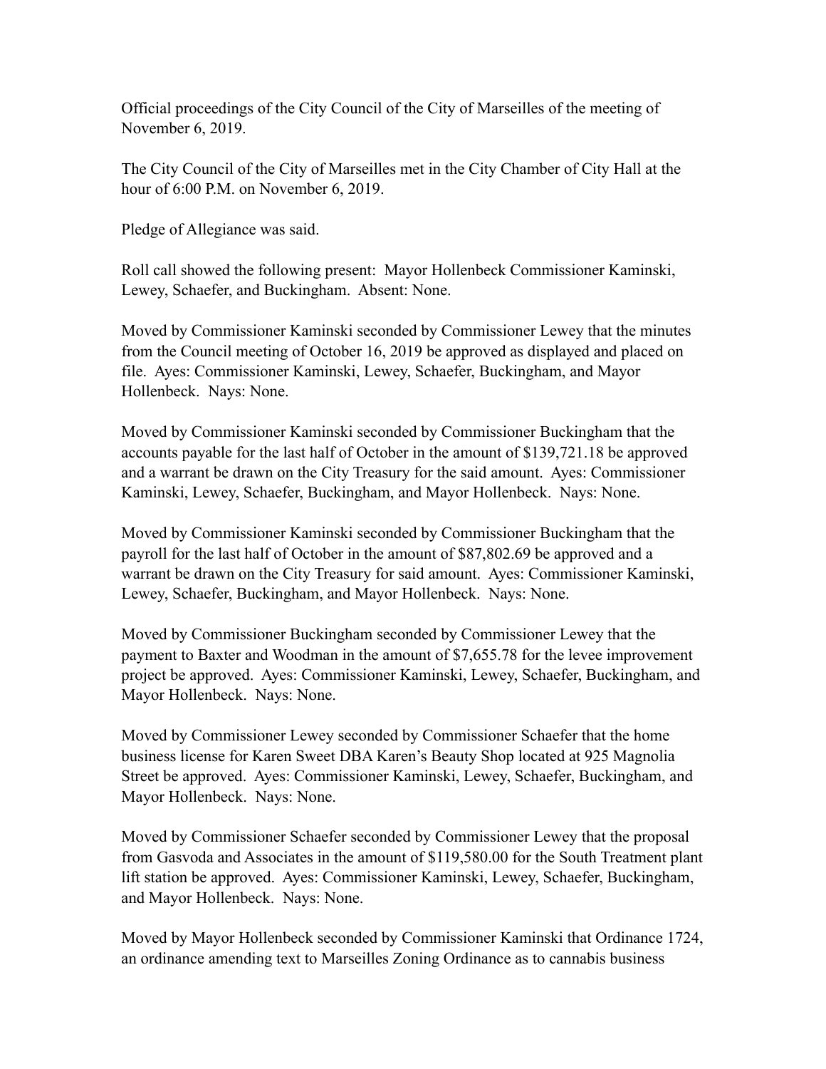Official proceedings of the City Council of the City of Marseilles of the meeting of November 6, 2019.

The City Council of the City of Marseilles met in the City Chamber of City Hall at the hour of 6:00 P.M. on November 6, 2019.

Pledge of Allegiance was said.

Roll call showed the following present: Mayor Hollenbeck Commissioner Kaminski, Lewey, Schaefer, and Buckingham. Absent: None.

Moved by Commissioner Kaminski seconded by Commissioner Lewey that the minutes from the Council meeting of October 16, 2019 be approved as displayed and placed on file. Ayes: Commissioner Kaminski, Lewey, Schaefer, Buckingham, and Mayor Hollenbeck. Nays: None.

Moved by Commissioner Kaminski seconded by Commissioner Buckingham that the accounts payable for the last half of October in the amount of $139,721.18 be approved and a warrant be drawn on the City Treasury for the said amount. Ayes: Commissioner Kaminski, Lewey, Schaefer, Buckingham, and Mayor Hollenbeck. Nays: None.

Moved by Commissioner Kaminski seconded by Commissioner Buckingham that the payroll for the last half of October in the amount of $87,802.69 be approved and a warrant be drawn on the City Treasury for said amount. Ayes: Commissioner Kaminski, Lewey, Schaefer, Buckingham, and Mayor Hollenbeck. Nays: None.

Moved by Commissioner Buckingham seconded by Commissioner Lewey that the payment to Baxter and Woodman in the amount of $7,655.78 for the levee improvement project be approved. Ayes: Commissioner Kaminski, Lewey, Schaefer, Buckingham, and Mayor Hollenbeck. Nays: None.

Moved by Commissioner Lewey seconded by Commissioner Schaefer that the home business license for Karen Sweet DBA Karen's Beauty Shop located at 925 Magnolia Street be approved. Ayes: Commissioner Kaminski, Lewey, Schaefer, Buckingham, and Mayor Hollenbeck. Nays: None.

Moved by Commissioner Schaefer seconded by Commissioner Lewey that the proposal from Gasvoda and Associates in the amount of $119,580.00 for the South Treatment plant lift station be approved. Ayes: Commissioner Kaminski, Lewey, Schaefer, Buckingham, and Mayor Hollenbeck. Nays: None.

Moved by Mayor Hollenbeck seconded by Commissioner Kaminski that Ordinance 1724, an ordinance amending text to Marseilles Zoning Ordinance as to cannabis business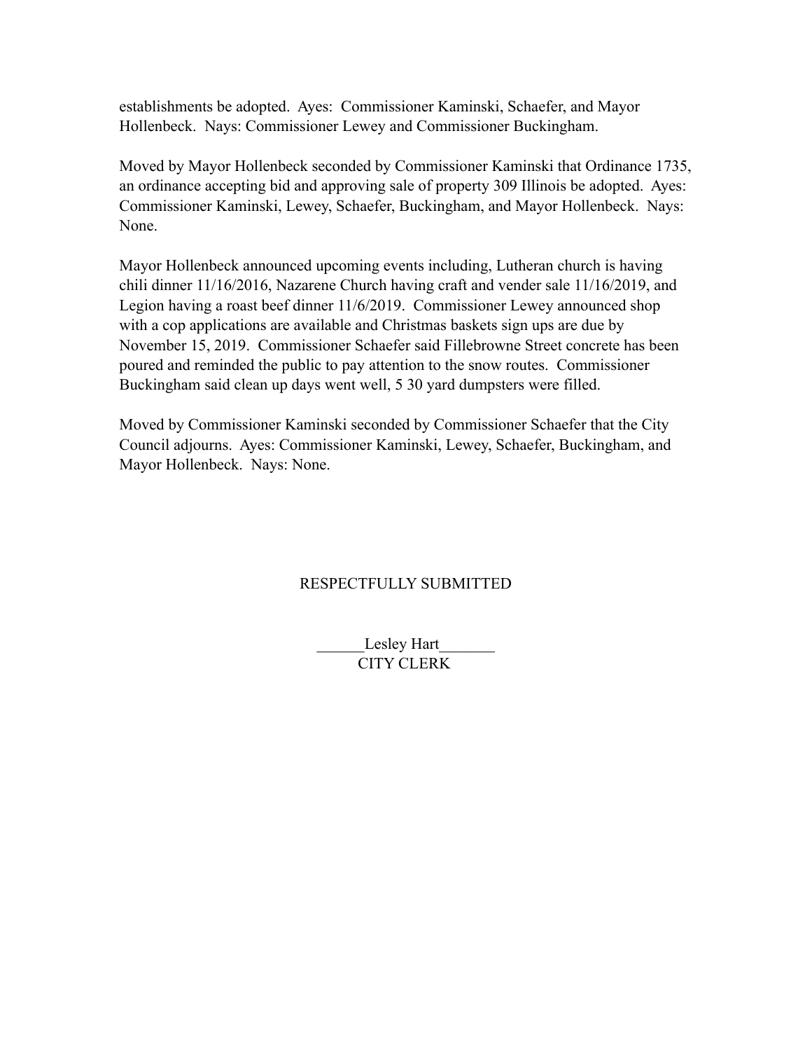establishments be adopted. Ayes: Commissioner Kaminski, Schaefer, and Mayor Hollenbeck. Nays: Commissioner Lewey and Commissioner Buckingham.

Moved by Mayor Hollenbeck seconded by Commissioner Kaminski that Ordinance 1735, an ordinance accepting bid and approving sale of property 309 Illinois be adopted. Ayes: Commissioner Kaminski, Lewey, Schaefer, Buckingham, and Mayor Hollenbeck. Nays: None.

Mayor Hollenbeck announced upcoming events including, Lutheran church is having chili dinner 11/16/2016, Nazarene Church having craft and vender sale 11/16/2019, and Legion having a roast beef dinner 11/6/2019. Commissioner Lewey announced shop with a cop applications are available and Christmas baskets sign ups are due by November 15, 2019. Commissioner Schaefer said Fillebrowne Street concrete has been poured and reminded the public to pay attention to the snow routes. Commissioner Buckingham said clean up days went well, 5 30 yard dumpsters were filled.

Moved by Commissioner Kaminski seconded by Commissioner Schaefer that the City Council adjourns. Ayes: Commissioner Kaminski, Lewey, Schaefer, Buckingham, and Mayor Hollenbeck. Nays: None.

RESPECTFULLY SUBMITTED

______Lesley Hart_______
CITY CLERK